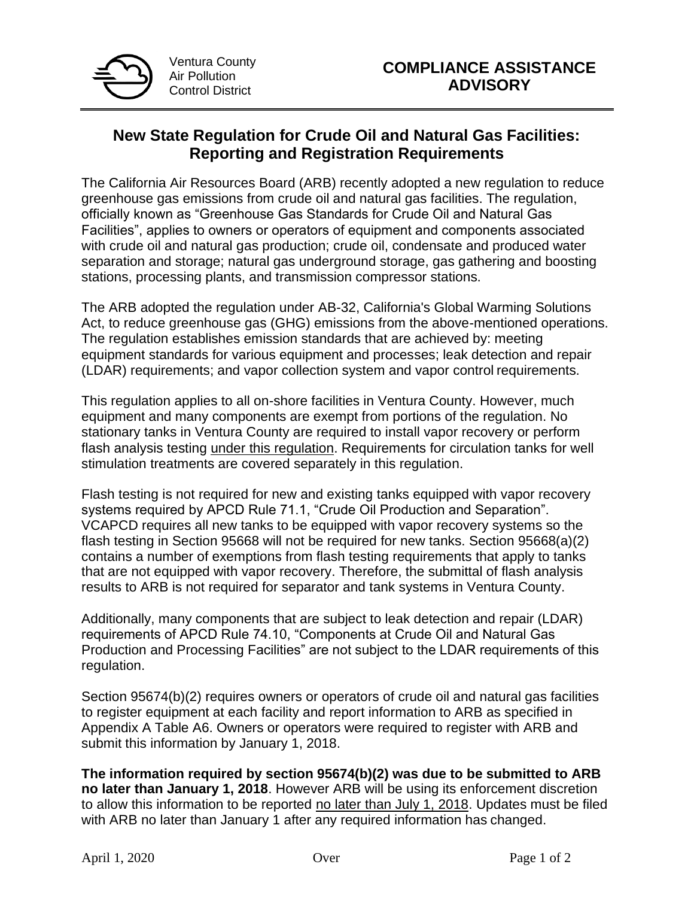Ventura County
Air Pollution
Control District

# COMPLIANCE ASSISTANCE ADVISORY

## New State Regulation for Crude Oil and Natural Gas Facilities: Reporting and Registration Requirements

The California Air Resources Board (ARB) recently adopted a new regulation to reduce greenhouse gas emissions from crude oil and natural gas facilities. The regulation, officially known as "Greenhouse Gas Standards for Crude Oil and Natural Gas Facilities", applies to owners or operators of equipment and components associated with crude oil and natural gas production; crude oil, condensate and produced water separation and storage; natural gas underground storage, gas gathering and boosting stations, processing plants, and transmission compressor stations.

The ARB adopted the regulation under AB-32, California's Global Warming Solutions Act, to reduce greenhouse gas (GHG) emissions from the above-mentioned operations. The regulation establishes emission standards that are achieved by: meeting equipment standards for various equipment and processes; leak detection and repair (LDAR) requirements; and vapor collection system and vapor control requirements.

This regulation applies to all on-shore facilities in Ventura County. However, much equipment and many components are exempt from portions of the regulation. No stationary tanks in Ventura County are required to install vapor recovery or perform flash analysis testing under this regulation. Requirements for circulation tanks for well stimulation treatments are covered separately in this regulation.

Flash testing is not required for new and existing tanks equipped with vapor recovery systems required by APCD Rule 71.1, "Crude Oil Production and Separation". VCAPCD requires all new tanks to be equipped with vapor recovery systems so the flash testing in Section 95668 will not be required for new tanks. Section 95668(a)(2) contains a number of exemptions from flash testing requirements that apply to tanks that are not equipped with vapor recovery. Therefore, the submittal of flash analysis results to ARB is not required for separator and tank systems in Ventura County.

Additionally, many components that are subject to leak detection and repair (LDAR) requirements of APCD Rule 74.10, "Components at Crude Oil and Natural Gas Production and Processing Facilities" are not subject to the LDAR requirements of this regulation.

Section 95674(b)(2) requires owners or operators of crude oil and natural gas facilities to register equipment at each facility and report information to ARB as specified in Appendix A Table A6. Owners or operators were required to register with ARB and submit this information by January 1, 2018.

**The information required by section 95674(b)(2) was due to be submitted to ARB no later than January 1, 2018**. However ARB will be using its enforcement discretion to allow this information to be reported no later than July 1, 2018. Updates must be filed with ARB no later than January 1 after any required information has changed.

April 1, 2020 Over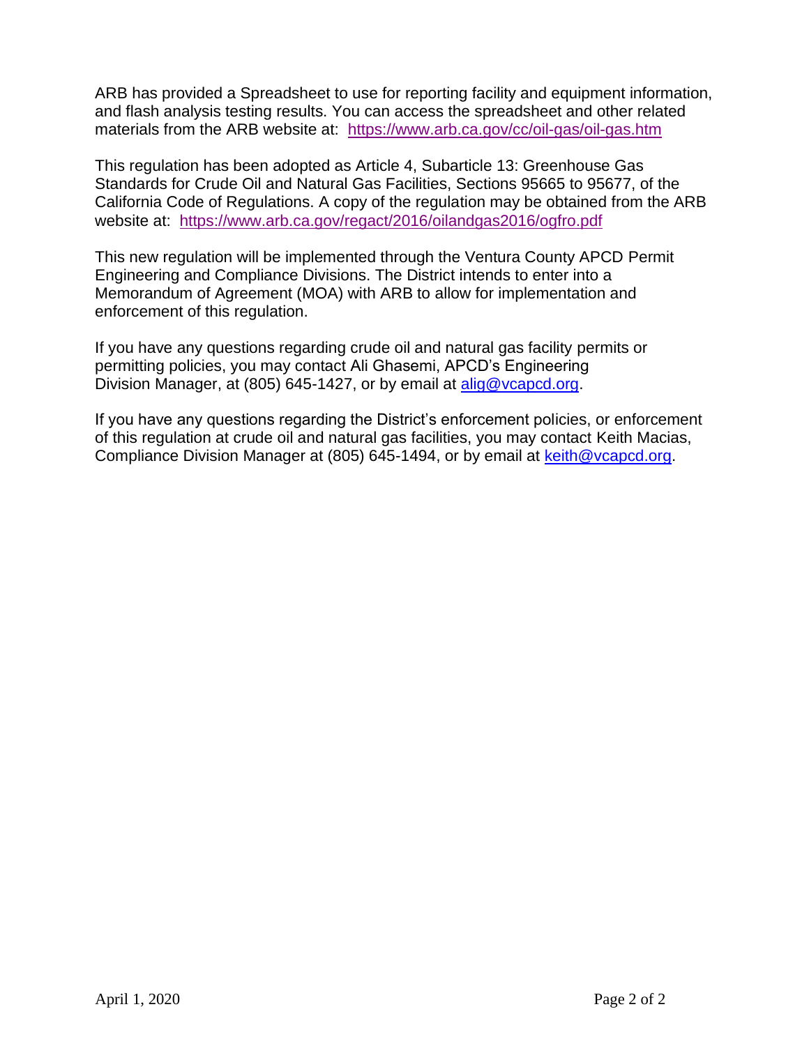ARB has provided a Spreadsheet to use for reporting facility and equipment information, and flash analysis testing results. You can access the spreadsheet and other related materials from the ARB website at: [https://www.arb.ca.gov/cc/oil-gas/oil-gas.htm](https://www.arb.ca.gov/cc/oil-gas/oil-gas.htm)

This regulation has been adopted as Article 4, Subarticle 13: Greenhouse Gas Standards for Crude Oil and Natural Gas Facilities, Sections 95665 to 95677, of the California Code of Regulations. A copy of the regulation may be obtained from the ARB website at: [https://www.arb.ca.gov/regact/2016/oilandgas2016/ogfro.pdf](https://www.arb.ca.gov/regact/2016/oilandgas2016/ogfro.pdf)

This new regulation will be implemented through the Ventura County APCD Permit Engineering and Compliance Divisions. The District intends to enter into a Memorandum of Agreement (MOA) with ARB to allow for implementation and enforcement of this regulation.

If you have any questions regarding crude oil and natural gas facility permits or permitting policies, you may contact Ali Ghasemi, APCD's Engineering Division Manager, at (805) 645-1427, or by email at [alig@vcapcd.org](mailto:alig@vcapcd.org).

If you have any questions regarding the District's enforcement policies, or enforcement of this regulation at crude oil and natural gas facilities, you may contact Keith Macias, Compliance Division Manager at (805) 645-1494, or by email at [keith@vcapcd.org](mailto:keith@vcapcd.org).

April 1, 2020